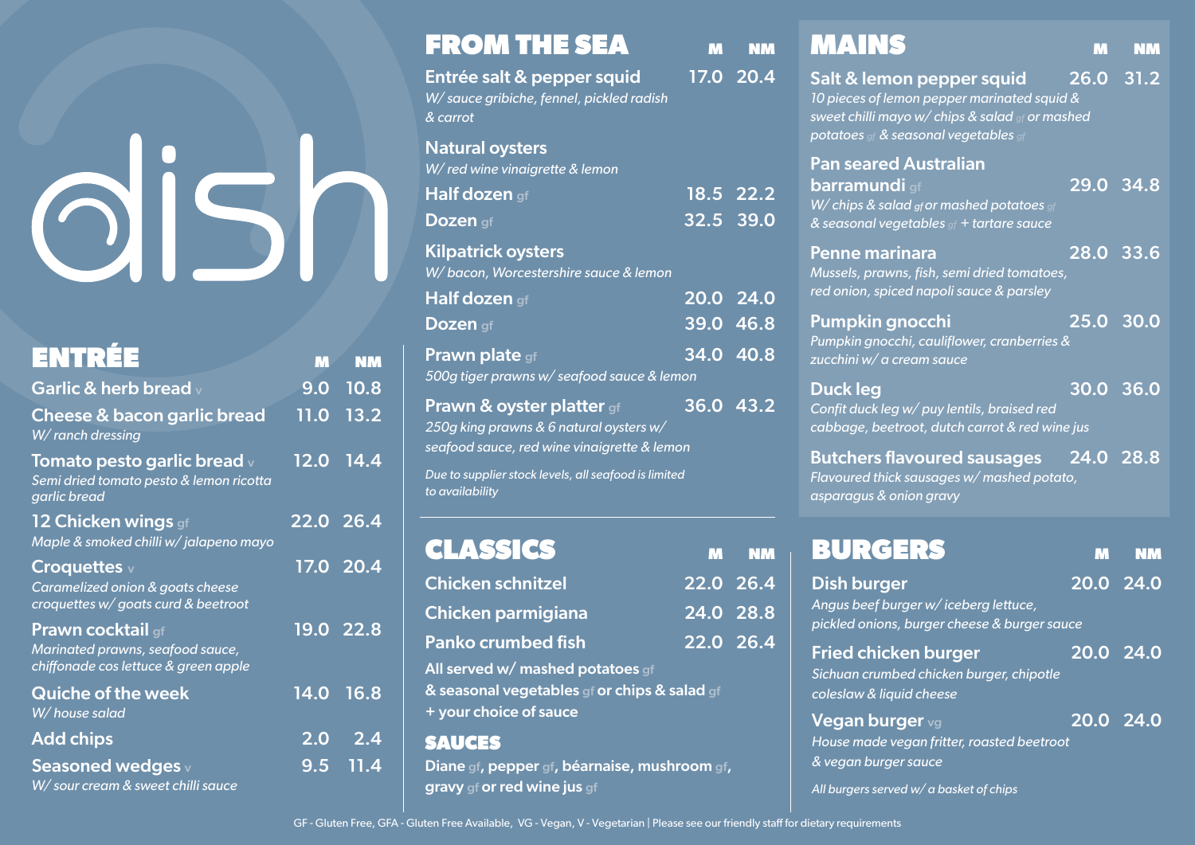# dish

## ENTRÉE

| | M | NM |
|---|---|---|
| **Garlic & herb bread** v | 9.0 | 10.8 |
| **Cheese & bacon garlic bread** *W/ ranch dressing* | 11.0 | 13.2 |
| **Tomato pesto garlic bread** v *Semi dried tomato pesto & lemon ricotta garlic bread* | 12.0 | 14.4 |
| **12 Chicken wings** gf *Maple & smoked chilli w/ jalapeno mayo* | 22.0 | 26.4 |
| **Croquettes** v *Caramelized onion & goats cheese croquettes w/ goats curd & beetroot* | 17.0 | 20.4 |
| **Prawn cocktail** gf *Marinated prawns, seafood sauce, chiffonade cos lettuce & green apple* | 19.0 | 22.8 |
| **Quiche of the week** *W/ house salad* | 14.0 | 16.8 |
| **Add chips** | 2.0 | 2.4 |
| **Seasoned wedges** v *W/ sour cream & sweet chilli sauce* | 9.5 | 11.4 |

## FROM THE SEA

| | M | NM |
|---|---|---|
| **Entrée salt & pepper squid** *W/ sauce gribiche, fennel, pickled radish & carrot* | 17.0 | 20.4 |
| **Natural oysters** *W/ red wine vinaigrette & lemon* | | |
| Half dozen gf | 18.5 | 22.2 |
| Dozen gf | 32.5 | 39.0 |
| **Kilpatrick oysters** *W/ bacon, Worcestershire sauce & lemon* | | |
| Half dozen gf | 20.0 | 24.0 |
| Dozen gf | 39.0 | 46.8 |
| **Prawn plate** gf *500g tiger prawns w/ seafood sauce & lemon* | 34.0 | 40.8 |
| **Prawn & oyster platter** gf *250g king prawns & 6 natural oysters w/ seafood sauce, red wine vinaigrette & lemon* | 36.0 | 43.2 |

*Due to supplier stock levels, all seafood is limited to availability*

## CLASSICS

| | M | NM |
|---|---|---|
| **Chicken schnitzel** | 22.0 | 26.4 |
| **Chicken parmigiana** | 24.0 | 28.8 |
| **Panko crumbed fish** | 22.0 | 26.4 |

All served w/ mashed potatoes gf & seasonal vegetables gf or chips & salad gf + your choice of sauce

### SAUCES

Diane gf, pepper gf, béarnaise, mushroom gf, gravy gf or red wine jus gf

## MAINS

| | M | NM |
|---|---|---|
| **Salt & lemon pepper squid** *10 pieces of lemon pepper marinated squid & sweet chilli mayo w/ chips & salad gf or mashed potatoes gf & seasonal vegetables gf* | 26.0 | 31.2 |
| **Pan seared Australian barramundi** gf *W/ chips & salad gf or mashed potatoes gf & seasonal vegetables gf + tartare sauce* | 29.0 | 34.8 |
| **Penne marinara** *Mussels, prawns, fish, semi dried tomatoes, red onion, spiced napoli sauce & parsley* | 28.0 | 33.6 |
| **Pumpkin gnocchi** *Pumpkin gnocchi, cauliflower, cranberries & zucchini w/ a cream sauce* | 25.0 | 30.0 |
| **Duck leg** *Confit duck leg w/ puy lentils, braised red cabbage, beetroot, dutch carrot & red wine jus* | 30.0 | 36.0 |
| **Butchers flavoured sausages** *Flavoured thick sausages w/ mashed potato, asparagus & onion gravy* | 24.0 | 28.8 |

## BURGERS

| | M | NM |
|---|---|---|
| **Dish burger** *Angus beef burger w/ iceberg lettuce, pickled onions, burger cheese & burger sauce* | 20.0 | 24.0 |
| **Fried chicken burger** *Sichuan crumbed chicken burger, chipotle coleslaw & liquid cheese* | 20.0 | 24.0 |
| **Vegan burger** vg *House made vegan fritter, roasted beetroot & vegan burger sauce* | 20.0 | 24.0 |

*All burgers served w/ a basket of chips*

GF - Gluten Free, GFA - Gluten Free Available, VG - Vegan, V - Vegetarian | Please see our friendly staff for dietary requirements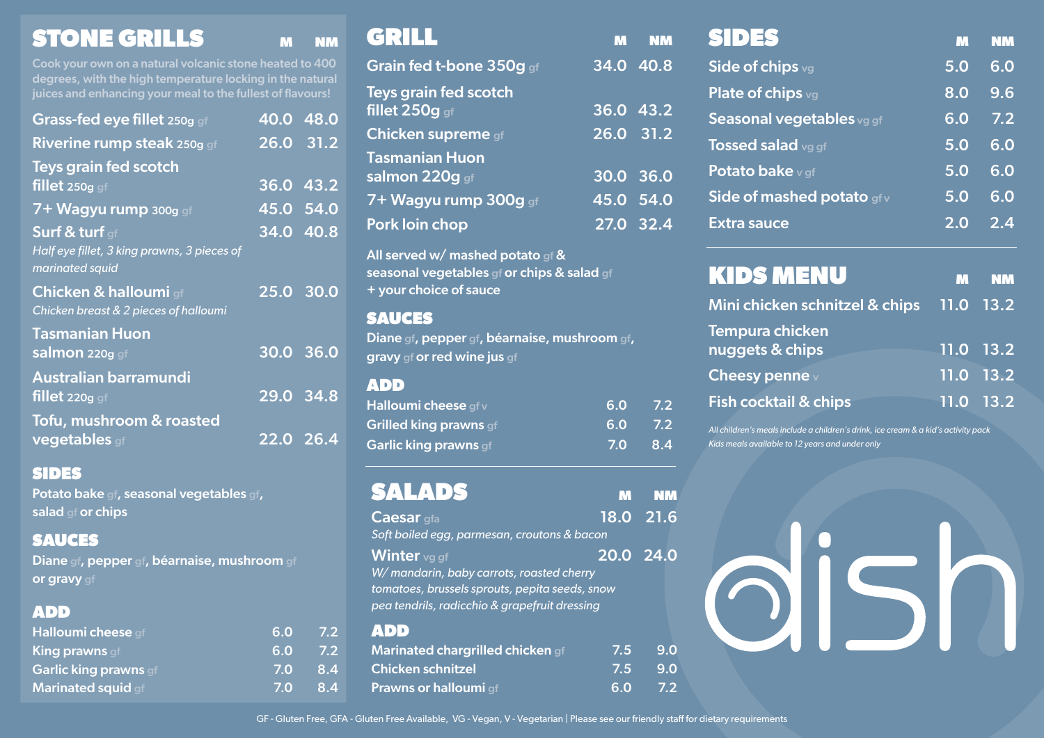## STONE GRILLS

Cook your own on a natural volcanic stone heated to 400 degrees, with the high temperature locking in the natural juices and enhancing your meal to the fullest of flavours!

| | M | NM |
|---|---|---|
| Grass-fed eye fillet 250g gf | 40.0 | 48.0 |
| Riverine rump steak 250g gf | 26.0 | 31.2 |
| Teys grain fed scotch fillet 250g gf | 36.0 | 43.2 |
| 7+ Wagyu rump 300g gf | 45.0 | 54.0 |
| Surf & turf gf<br>*Half eye fillet, 3 king prawns, 3 pieces of marinated squid* | 34.0 | 40.8 |
| Chicken & halloumi gf<br>*Chicken breast & 2 pieces of halloumi* | 25.0 | 30.0 |
| Tasmanian Huon salmon 220g gf | 30.0 | 36.0 |
| Australian barramundi fillet 220g gf | 29.0 | 34.8 |
| Tofu, mushroom & roasted vegetables gf | 22.0 | 26.4 |

### SIDES

Potato bake gf, seasonal vegetables gf, salad gf or chips

### SAUCES

Diane gf, pepper gf, béarnaise, mushroom gf or gravy gf

### ADD

| | | |
|---|---|---|
| Halloumi cheese gf | 6.0 | 7.2 |
| King prawns gf | 6.0 | 7.2 |
| Garlic king prawns gf | 7.0 | 8.4 |
| Marinated squid gf | 7.0 | 8.4 |

## GRILL

| | M | NM |
|---|---|---|
| Grain fed t-bone 350g gf | 34.0 | 40.8 |
| Teys grain fed scotch fillet 250g gf | 36.0 | 43.2 |
| Chicken supreme gf | 26.0 | 31.2 |
| Tasmanian Huon salmon 220g gf | 30.0 | 36.0 |
| 7+ Wagyu rump 300g gf | 45.0 | 54.0 |
| Pork loin chop | 27.0 | 32.4 |

All served w/ mashed potato gf & seasonal vegetables gf or chips & salad gf + your choice of sauce

### SAUCES

Diane gf, pepper gf, béarnaise, mushroom gf, gravy gf or red wine jus gf

### ADD

| | | |
|---|---|---|
| Halloumi cheese gf v | 6.0 | 7.2 |
| Grilled king prawns gf | 6.0 | 7.2 |
| Garlic king prawns gf | 7.0 | 8.4 |

## SALADS

| | M | NM |
|---|---|---|
| Caesar gfa<br>*Soft boiled egg, parmesan, croutons & bacon* | 18.0 | 21.6 |
| Winter vg gf<br>*W/ mandarin, baby carrots, roasted cherry tomatoes, brussels sprouts, pepita seeds, snow pea tendrils, radicchio & grapefruit dressing* | 20.0 | 24.0 |

### ADD

| | | |
|---|---|---|
| Marinated chargrilled chicken gf | 7.5 | 9.0 |
| Chicken schnitzel | 7.5 | 9.0 |
| Prawns or halloumi gf | 6.0 | 7.2 |

## SIDES

| | M | NM |
|---|---|---|
| Side of chips vg | 5.0 | 6.0 |
| Plate of chips vg | 8.0 | 9.6 |
| Seasonal vegetables vg gf | 6.0 | 7.2 |
| Tossed salad vg gf | 5.0 | 6.0 |
| Potato bake v gf | 5.0 | 6.0 |
| Side of mashed potato gf v | 5.0 | 6.0 |
| Extra sauce | 2.0 | 2.4 |

## KIDS MENU

| | M | NM |
|---|---|---|
| Mini chicken schnitzel & chips | 11.0 | 13.2 |
| Tempura chicken nuggets & chips | 11.0 | 13.2 |
| Cheesy penne v | 11.0 | 13.2 |
| Fish cocktail & chips | 11.0 | 13.2 |

*All children's meals include a children's drink, ice cream & a kid's activity pack*
*Kids meals available to 12 years and under only*

dish

GF - Gluten Free, GFA - Gluten Free Available, VG - Vegan, V - Vegetarian | Please see our friendly staff for dietary requirements